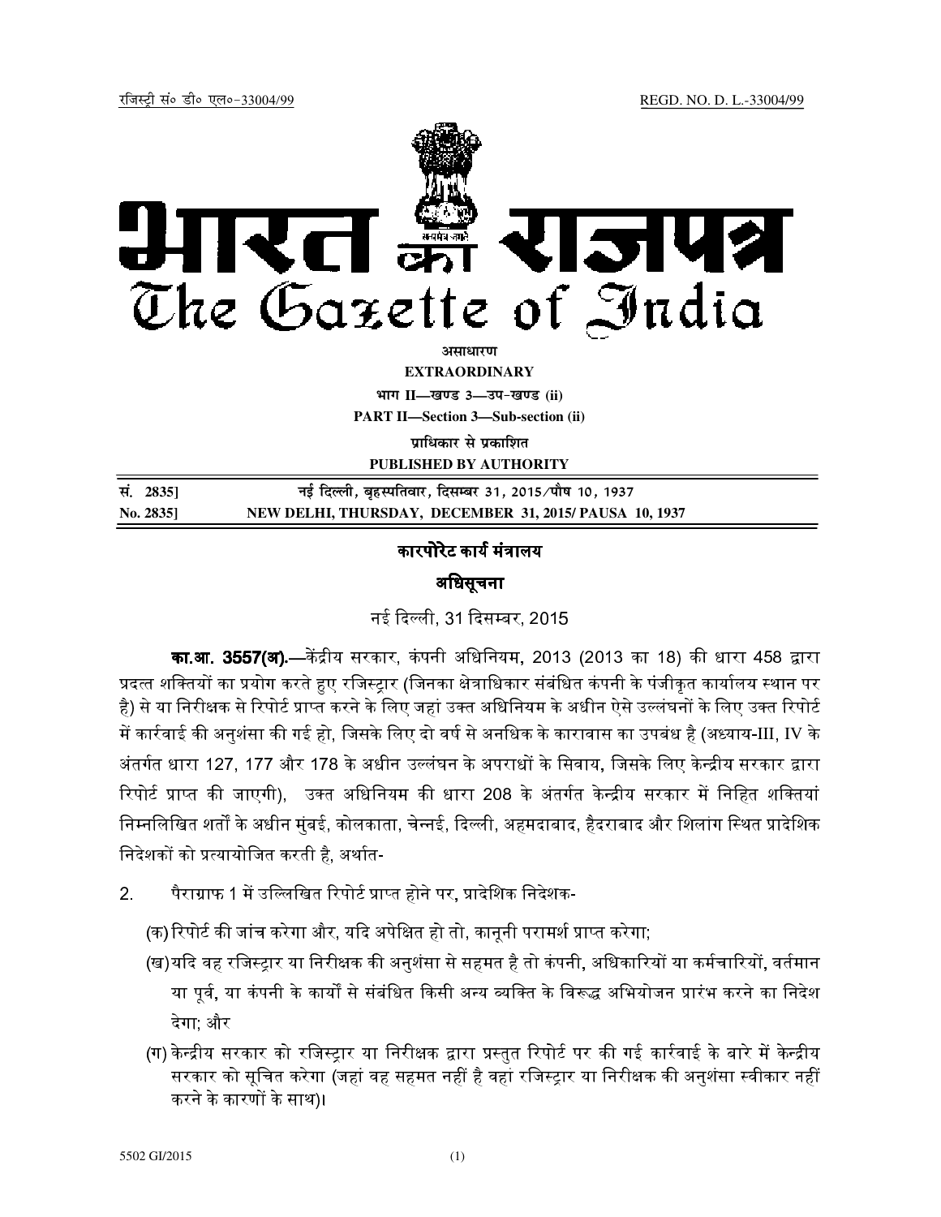रजिस्ट्री सं० डी० एल०-33004/99 REGD. NO. D. L.-33004/99

# भारत का राजपत्र
# The Gazette of India

**असाधारण**

**EXTRAORDINARY**

**भाग II—खण्ड 3—उप-खण्ड (ii)**

**PART II—Section 3—Sub-section (ii)**

**प्राधिकार से प्रकाशित**

**PUBLISHED BY AUTHORITY**

| सं. 2835] | नई दिल्ली, बृहस्पतिवार, दिसम्बर 31, 2015/पौष 10, 1937 |
|---|---|
| **No. 2835]** | **NEW DELHI, THURSDAY, DECEMBER 31, 2015/ PAUSA 10, 1937** |

## कारपोरेट कार्य मंत्रालय

### अधिसूचना

नई दिल्ली, 31 दिसम्बर, 2015

**का.आ. 3557(अ).**—केंद्रीय सरकार, कंपनी अधिनियम, 2013 (2013 का 18) की धारा 458 द्वारा प्रदत्त शक्तियों का प्रयोग करते हुए रजिस्ट्रार (जिनका क्षेत्राधिकार संबंधित कंपनी के पंजीकृत कार्यालय स्थान पर है) से या निरीक्षक से रिपोर्ट प्राप्त करने के लिए जहां उक्त अधिनियम के अधीन ऐसे उल्लंघनों के लिए उक्त रिपोर्ट में कार्रवाई की अनुशंसा की गई हो, जिसके लिए दो वर्ष से अनधिक के कारावास का उपबंध है (अध्याय-III, IV के अंतर्गत धारा 127, 177 और 178 के अधीन उल्लंघन के अपराधों के सिवाय, जिसके लिए केन्द्रीय सरकार द्वारा रिपोर्ट प्राप्त की जाएगी), उक्त अधिनियम की धारा 208 के अंतर्गत केन्द्रीय सरकार में निहित शक्तियां निम्नलिखित शर्तों के अधीन मुंबई, कोलकाता, चेन्नई, दिल्ली, अहमदाबाद, हैदराबाद और शिलांग स्थित प्रादेशिक निदेशकों को प्रत्यायोजित करती है, अर्थात-

2. पैराग्राफ 1 में उल्लिखित रिपोर्ट प्राप्त होने पर, प्रादेशिक निदेशक-

(क) रिपोर्ट की जांच करेगा और, यदि अपेक्षित हो तो, कानूनी परामर्श प्राप्त करेगा;

(ख) यदि वह रजिस्ट्रार या निरीक्षक की अनुशंसा से सहमत है तो कंपनी, अधिकारियों या कर्मचारियों, वर्तमान या पूर्व, या कंपनी के कार्यों से संबंधित किसी अन्य व्यक्ति के विरूद्ध अभियोजन प्रारंभ करने का निदेश देगा; और

(ग) केन्द्रीय सरकार को रजिस्ट्रार या निरीक्षक द्वारा प्रस्तुत रिपोर्ट पर की गई कार्रवाई के बारे में केन्द्रीय सरकार को सूचित करेगा (जहां वह सहमत नहीं है वहां रजिस्ट्रार या निरीक्षक की अनुशंसा स्वीकार नहीं करने के कारणों के साथ)।

5502 GI/2015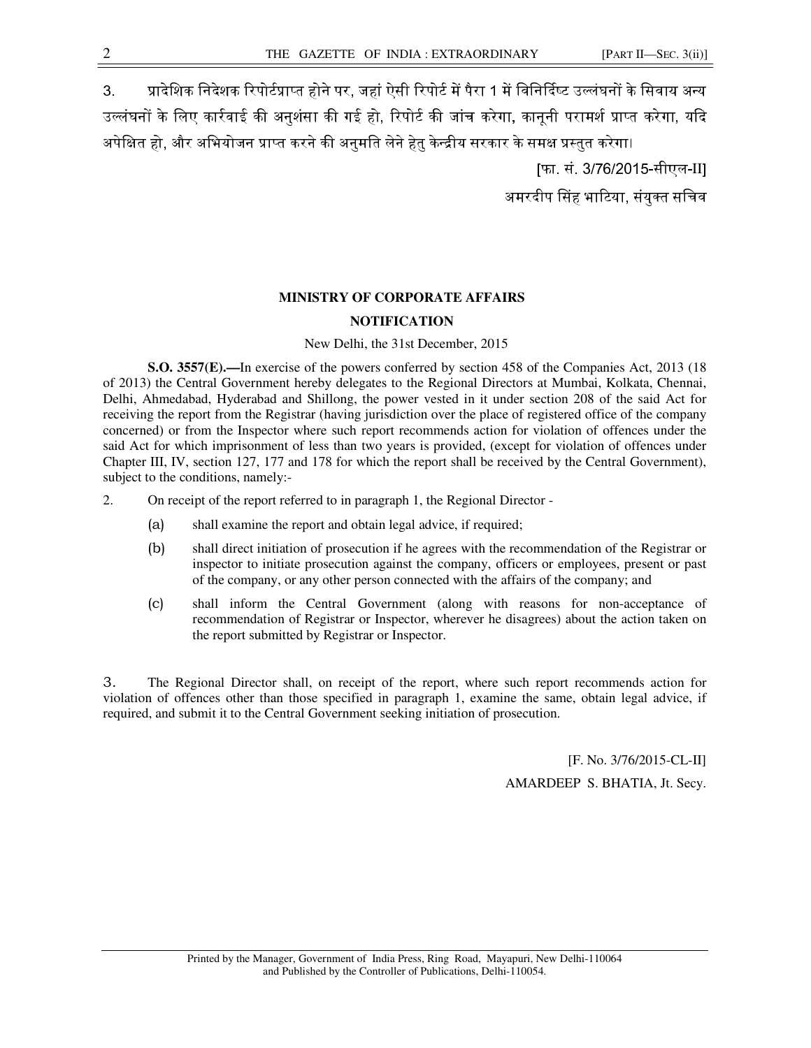3. प्रादेशिक निदेशक रिपोर्टप्राप्त होने पर, जहां ऐसी रिपोर्ट में पैरा 1 में विनिर्दिष्ट उल्लंघनों के सिवाय अन्य उल्लंघनों के लिए कार्रवाई की अनुशंसा की गई हो, रिपोर्ट की जांच करेगा, कानूनी परामर्श प्राप्त करेगा, यदि अपेक्षित हो, और अभियोजन प्राप्त करने की अनुमति लेने हेतु केन्द्रीय सरकार के समक्ष प्रस्तुत करेगा।

[फा. सं. 3/76/2015-सीएल-II]

अमरदीप सिंह भाटिया, संयुक्त सचिव

## MINISTRY OF CORPORATE AFFAIRS

## NOTIFICATION

New Delhi, the 31st December, 2015

**S.O. 3557(E).—**In exercise of the powers conferred by section 458 of the Companies Act, 2013 (18 of 2013) the Central Government hereby delegates to the Regional Directors at Mumbai, Kolkata, Chennai, Delhi, Ahmedabad, Hyderabad and Shillong, the power vested in it under section 208 of the said Act for receiving the report from the Registrar (having jurisdiction over the place of registered office of the company concerned) or from the Inspector where such report recommends action for violation of offences under the said Act for which imprisonment of less than two years is provided, (except for violation of offences under Chapter III, IV, section 127, 177 and 178 for which the report shall be received by the Central Government), subject to the conditions, namely:-

2. On receipt of the report referred to in paragraph 1, the Regional Director -

(a) shall examine the report and obtain legal advice, if required;

(b) shall direct initiation of prosecution if he agrees with the recommendation of the Registrar or inspector to initiate prosecution against the company, officers or employees, present or past of the company, or any other person connected with the affairs of the company; and

(c) shall inform the Central Government (along with reasons for non-acceptance of recommendation of Registrar or Inspector, wherever he disagrees) about the action taken on the report submitted by Registrar or Inspector.

3. The Regional Director shall, on receipt of the report, where such report recommends action for violation of offences other than those specified in paragraph 1, examine the same, obtain legal advice, if required, and submit it to the Central Government seeking initiation of prosecution.

[F. No. 3/76/2015-CL-II]

AMARDEEP S. BHATIA, Jt. Secy.

Printed by the Manager, Government of India Press, Ring Road, Mayapuri, New Delhi-110064 and Published by the Controller of Publications, Delhi-110054.